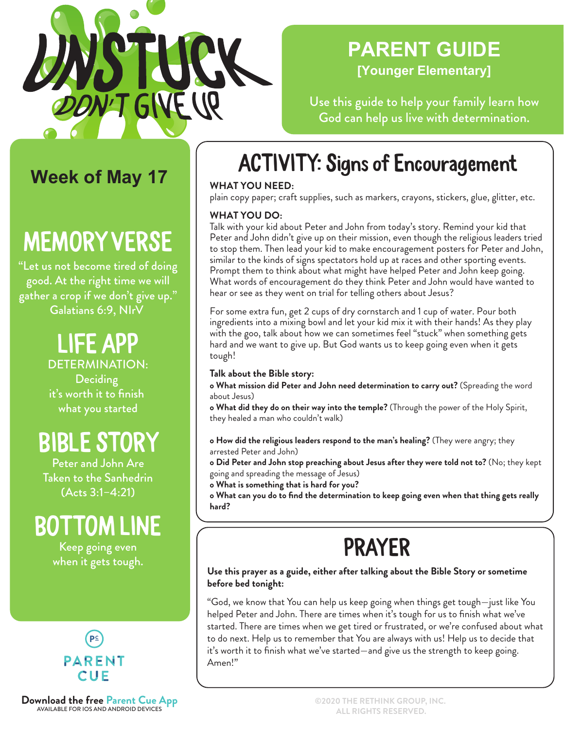# UNSTUCK

## DON'T GIVE UP

# PARENT GUIDE

**[Younger Elementary]**

Use this guide to help your family learn how God can help us live with determination.

## Week of May 17

## MEMORY VERSE

"Let us not become tired of doing good. At the right time we will gather a crop if we don't give up." Galatians 6:9, NIrV

## LIFE APP

DETERMINATION: Deciding it's worth it to finish what you started

## BIBLE STORY

Peter and John Are Taken to the Sanhedrin (Acts 3:1–4:21)

## BOTTOM LINE

Keep going even when it gets tough.

## ACTIVITY: Signs of Encouragement

**WHAT YOU NEED:**

plain copy paper; craft supplies, such as markers, crayons, stickers, glue, glitter, etc.

**WHAT YOU DO:**

Talk with your kid about Peter and John from today's story. Remind your kid that Peter and John didn't give up on their mission, even though the religious leaders tried to stop them. Then lead your kid to make encouragement posters for Peter and John, similar to the kinds of signs spectators hold up at races and other sporting events. Prompt them to think about what might have helped Peter and John keep going. What words of encouragement do they think Peter and John would have wanted to hear or see as they went on trial for telling others about Jesus?

For some extra fun, get 2 cups of dry cornstarch and 1 cup of water. Pour both ingredients into a mixing bowl and let your kid mix it with their hands! As they play with the goo, talk about how we can sometimes feel "stuck" when something gets hard and we want to give up. But God wants us to keep going even when it gets tough!

**Talk about the Bible story:**

- **What mission did Peter and John need determination to carry out?** (Spreading the word about Jesus)
- **What did they do on their way into the temple?** (Through the power of the Holy Spirit, they healed a man who couldn't walk)
- **How did the religious leaders respond to the man's healing?** (They were angry; they arrested Peter and John)
- **Did Peter and John stop preaching about Jesus after they were told not to?** (No; they kept going and spreading the message of Jesus)
- **What is something that is hard for you?**
- **What can you do to find the determination to keep going even when that thing gets really hard?**

## PRAYER

**Use this prayer as a guide, either after talking about the Bible Story or sometime before bed tonight:**

"God, we know that You can help us keep going when things get tough—just like You helped Peter and John. There are times when it's tough for us to finish what we've started. There are times when we get tired or frustrated, or we're confused about what to do next. Help us to remember that You are always with us! Help us to decide that it's worth it to finish what we've started—and give us the strength to keep going. Amen!"

PARENT CUE

**Download the free Parent Cue App**
AVAILABLE FOR IOS AND ANDROID DEVICES

©2020 THE RETHINK GROUP, INC. ALL RIGHTS RESERVED.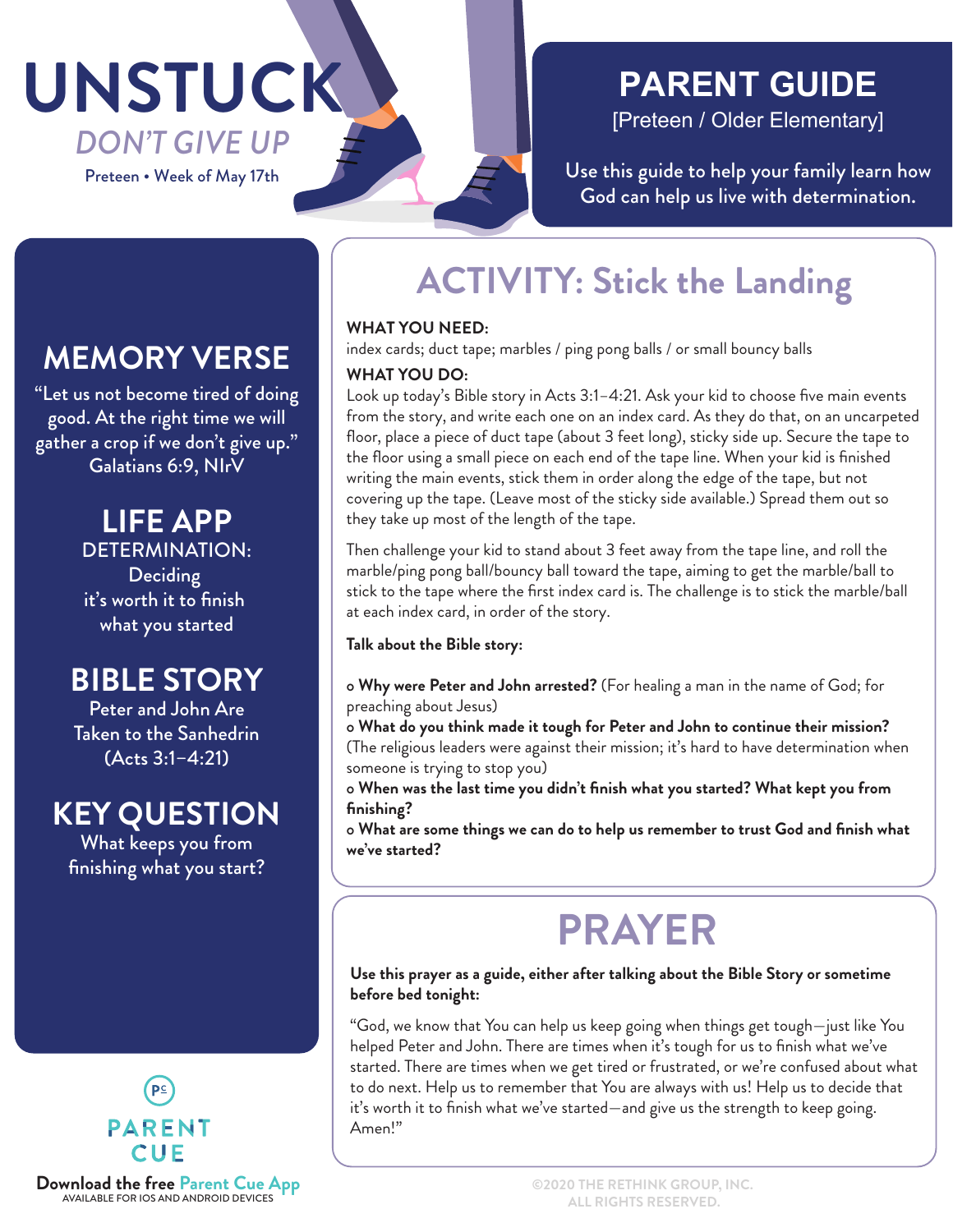# UNSTUCK

*DON'T GIVE UP*

Preteen • Week of May 17th

## PARENT GUIDE

[Preteen / Older Elementary]

Use this guide to help your family learn how God can help us live with determination.

## MEMORY VERSE

"Let us not become tired of doing good. At the right time we will gather a crop if we don't give up."
Galatians 6:9, NIrV

## LIFE APP

DETERMINATION:
Deciding it's worth it to finish what you started

## BIBLE STORY

Peter and John Are Taken to the Sanhedrin
(Acts 3:1–4:21)

## KEY QUESTION

What keeps you from finishing what you start?

## ACTIVITY: Stick the Landing

**WHAT YOU NEED:**
index cards; duct tape; marbles / ping pong balls / or small bouncy balls

**WHAT YOU DO:**
Look up today's Bible story in Acts 3:1–4:21. Ask your kid to choose five main events from the story, and write each one on an index card. As they do that, on an uncarpeted floor, place a piece of duct tape (about 3 feet long), sticky side up. Secure the tape to the floor using a small piece on each end of the tape line. When your kid is finished writing the main events, stick them in order along the edge of the tape, but not covering up the tape. (Leave most of the sticky side available.) Spread them out so they take up most of the length of the tape.

Then challenge your kid to stand about 3 feet away from the tape line, and roll the marble/ping pong ball/bouncy ball toward the tape, aiming to get the marble/ball to stick to the tape where the first index card is. The challenge is to stick the marble/ball at each index card, in order of the story.

**Talk about the Bible story:**

- **Why were Peter and John arrested?** (For healing a man in the name of God; for preaching about Jesus)
- **What do you think made it tough for Peter and John to continue their mission?** (The religious leaders were against their mission; it's hard to have determination when someone is trying to stop you)
- **When was the last time you didn't finish what you started? What kept you from finishing?**
- **What are some things we can do to help us remember to trust God and finish what we've started?**

## PRAYER

**Use this prayer as a guide, either after talking about the Bible Story or sometime before bed tonight:**

"God, we know that You can help us keep going when things get tough—just like You helped Peter and John. There are times when it's tough for us to finish what we've started. There are times when we get tired or frustrated, or we're confused about what to do next. Help us to remember that You are always with us! Help us to decide that it's worth it to finish what we've started—and give us the strength to keep going. Amen!"

PARENT CUE

Download the free Parent Cue App
AVAILABLE FOR IOS AND ANDROID DEVICES

©2020 THE RETHINK GROUP, INC.
ALL RIGHTS RESERVED.